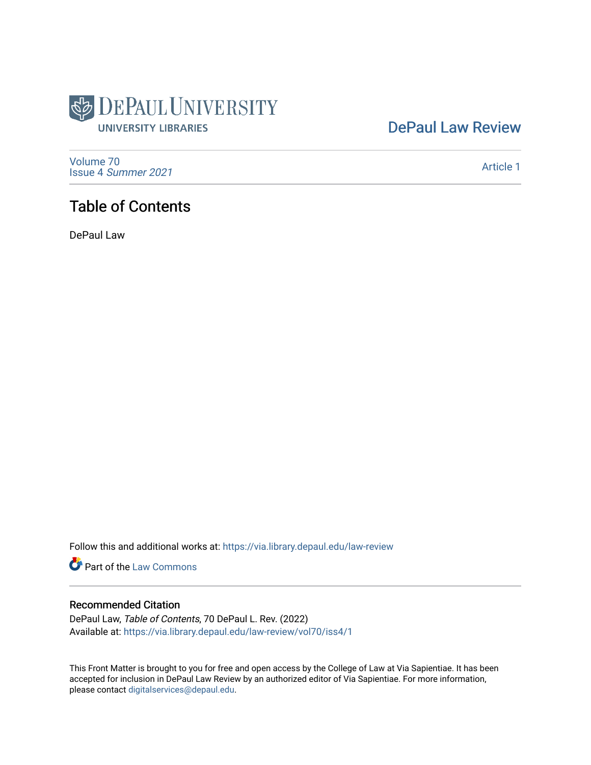DePaul University Libraries

DePaul Law Review

Volume 70
Issue 4 *Summer 2021*

Article 1

# Table of Contents

DePaul Law

Follow this and additional works at: https://via.library.depaul.edu/law-review

Part of the Law Commons

## Recommended Citation

DePaul Law, *Table of Contents*, 70 DePaul L. Rev. (2022)
Available at: https://via.library.depaul.edu/law-review/vol70/iss4/1

This Front Matter is brought to you for free and open access by the College of Law at Via Sapientiae. It has been accepted for inclusion in DePaul Law Review by an authorized editor of Via Sapientiae. For more information, please contact digitalservices@depaul.edu.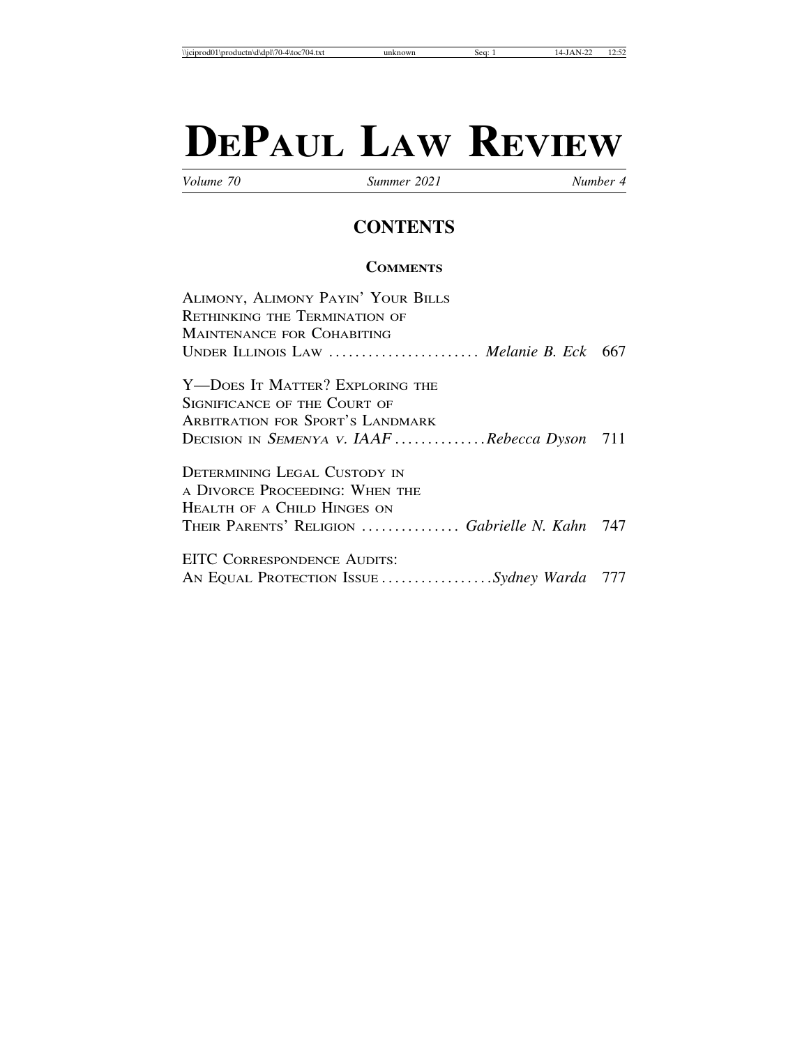# DePaul Law Review

*Volume 70* | *Summer 2021* | *Number 4*

## CONTENTS

### Comments

Alimony, Alimony Payin' Your Bills Rethinking the Termination of Maintenance for Cohabiting Under Illinois Law ....................... *Melanie B. Eck* 667

Y—Does It Matter? Exploring the Significance of the Court of Arbitration for Sport's Landmark Decision in *Semenya v. IAAF* .............. *Rebecca Dyson* 711

Determining Legal Custody in a Divorce Proceeding: When the Health of a Child Hinges on Their Parents' Religion ............... *Gabrielle N. Kahn* 747

EITC Correspondence Audits: An Equal Protection Issue ................. *Sydney Warda* 777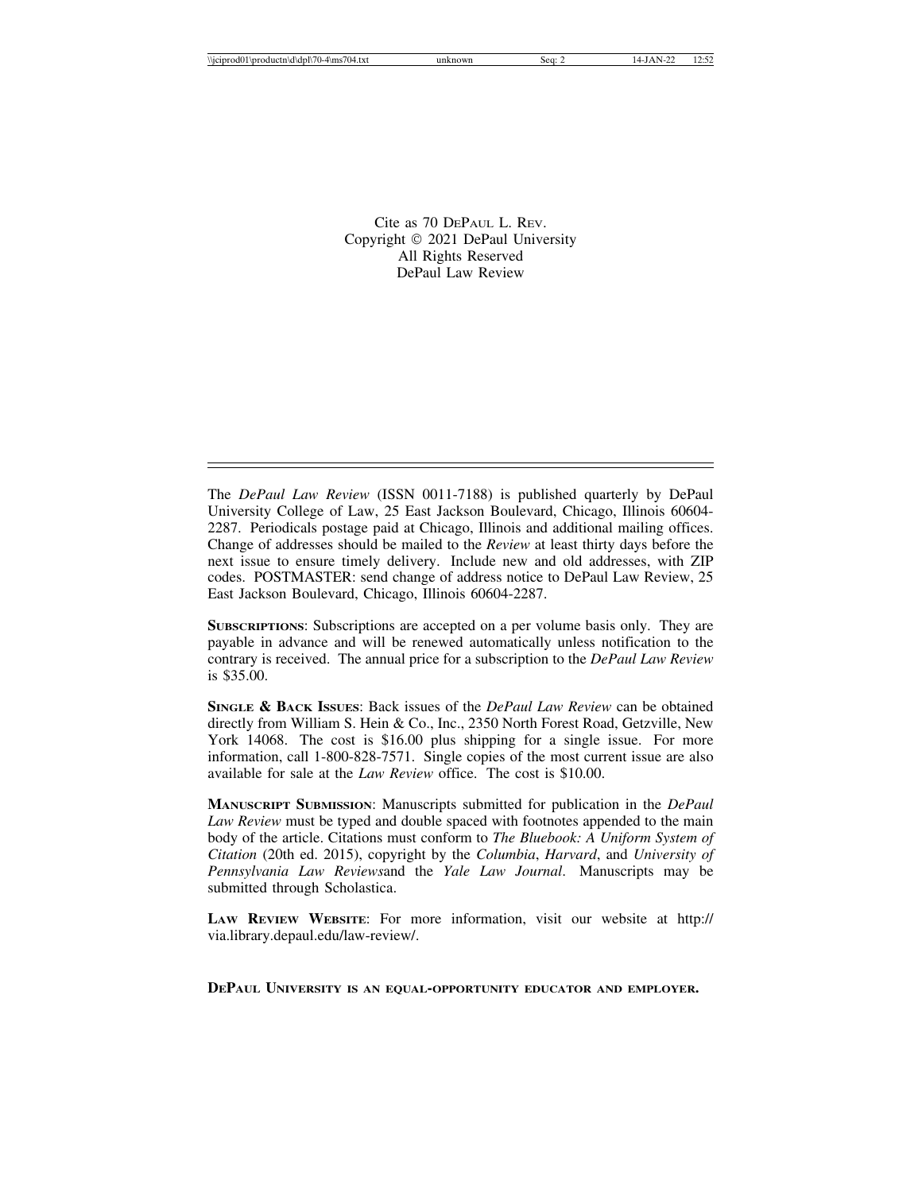Cite as 70 DEPAUL L. REV.
Copyright © 2021 DePaul University
All Rights Reserved
DePaul Law Review

---

The *DePaul Law Review* (ISSN 0011-7188) is published quarterly by DePaul University College of Law, 25 East Jackson Boulevard, Chicago, Illinois 60604-2287. Periodicals postage paid at Chicago, Illinois and additional mailing offices. Change of addresses should be mailed to the *Review* at least thirty days before the next issue to ensure timely delivery. Include new and old addresses, with ZIP codes. POSTMASTER: send change of address notice to DePaul Law Review, 25 East Jackson Boulevard, Chicago, Illinois 60604-2287.

**SUBSCRIPTIONS**: Subscriptions are accepted on a per volume basis only. They are payable in advance and will be renewed automatically unless notification to the contrary is received. The annual price for a subscription to the *DePaul Law Review* is $35.00.

**SINGLE & BACK ISSUES**: Back issues of the *DePaul Law Review* can be obtained directly from William S. Hein & Co., Inc., 2350 North Forest Road, Getzville, New York 14068. The cost is $16.00 plus shipping for a single issue. For more information, call 1-800-828-7571. Single copies of the most current issue are also available for sale at the *Law Review* office. The cost is $10.00.

**MANUSCRIPT SUBMISSION**: Manuscripts submitted for publication in the *DePaul Law Review* must be typed and double spaced with footnotes appended to the main body of the article. Citations must conform to *The Bluebook: A Uniform System of Citation* (20th ed. 2015), copyright by the *Columbia*, *Harvard*, and *University of Pennsylvania Law Reviews*and the *Yale Law Journal*. Manuscripts may be submitted through Scholastica.

**LAW REVIEW WEBSITE**: For more information, visit our website at http://via.library.depaul.edu/law-review/.

**DEPAUL UNIVERSITY IS AN EQUAL-OPPORTUNITY EDUCATOR AND EMPLOYER.**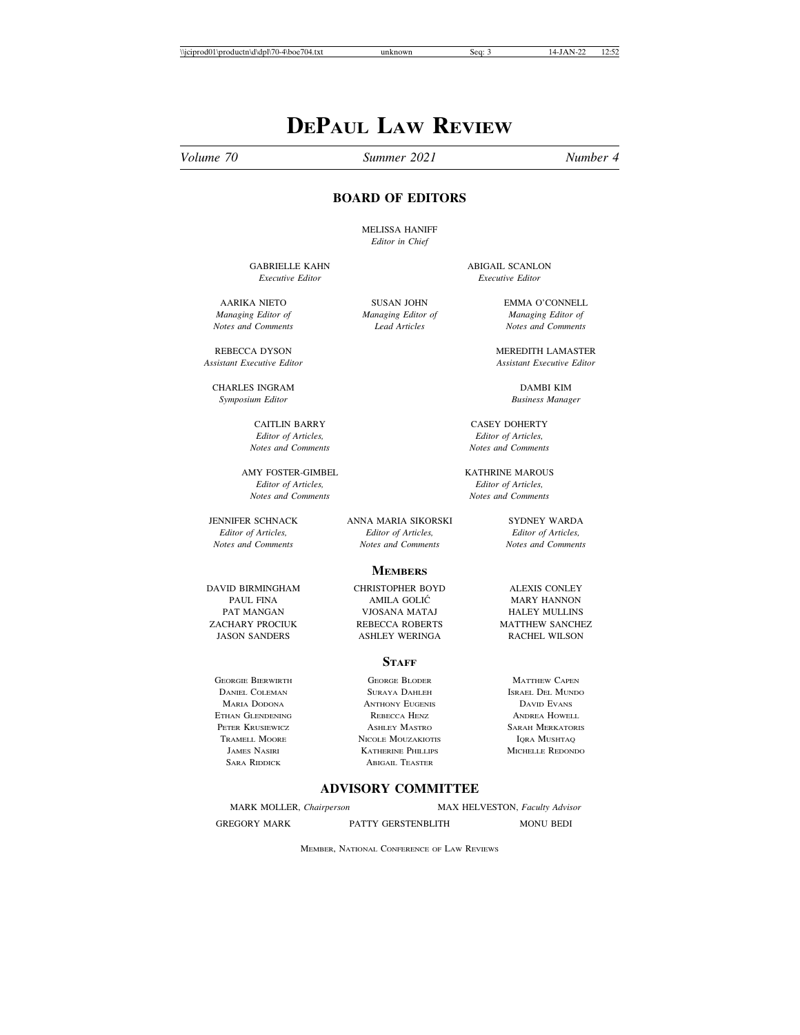# DePaul Law Review

*Volume 70* *Summer 2021* *Number 4*

## BOARD OF EDITORS

MELISSA HANIFF
*Editor in Chief*

GABRIELLE KAHN
*Executive Editor*

ABIGAIL SCANLON
*Executive Editor*

AARIKA NIETO
*Managing Editor of Notes and Comments*

SUSAN JOHN
*Managing Editor of Lead Articles*

EMMA O'CONNELL
*Managing Editor of Notes and Comments*

REBECCA DYSON
*Assistant Executive Editor*

MEREDITH LAMASTER
*Assistant Executive Editor*

CHARLES INGRAM
*Symposium Editor*

DAMBI KIM
*Business Manager*

CAITLIN BARRY
*Editor of Articles, Notes and Comments*

CASEY DOHERTY
*Editor of Articles, Notes and Comments*

AMY FOSTER-GIMBEL
*Editor of Articles, Notes and Comments*

KATHRINE MAROUS
*Editor of Articles, Notes and Comments*

JENNIFER SCHNACK
*Editor of Articles, Notes and Comments*

ANNA MARIA SIKORSKI
*Editor of Articles, Notes and Comments*

SYDNEY WARDA
*Editor of Articles, Notes and Comments*

### Members

DAVID BIRMINGHAM
CHRISTOPHER BOYD
ALEXIS CONLEY
PAUL FINA
AMILA GOLIĆ
MARY HANNON
PAT MANGAN
VJOSANA MATAJ
HALEY MULLINS
ZACHARY PROCIUK
REBECCA ROBERTS
MATTHEW SANCHEZ
JASON SANDERS
ASHLEY WERINGA
RACHEL WILSON

### Staff

Georgie Bierwirth
George Bloder
Matthew Capen
Daniel Coleman
Suraya Dahleh
Israel Del Mundo
Maria Dodona
Anthony Eugenis
David Evans
Ethan Glendening
Rebecca Henz
Andrea Howell
Peter Krusiewicz
Ashley Mastro
Sarah Merkatoris
Tramell Moore
Nicole Mouzakiotis
Iqra Mushtaq
James Nasiri
Katherine Phillips
Michelle Redondo
Sara Riddick
Abigail Teaster

## ADVISORY COMMITTEE

MARK MOLLER, *Chairperson*

MAX HELVESTON, *Faculty Advisor*

GREGORY MARK
PATTY GERSTENBLITH
MONU BEDI

Member, National Conference of Law Reviews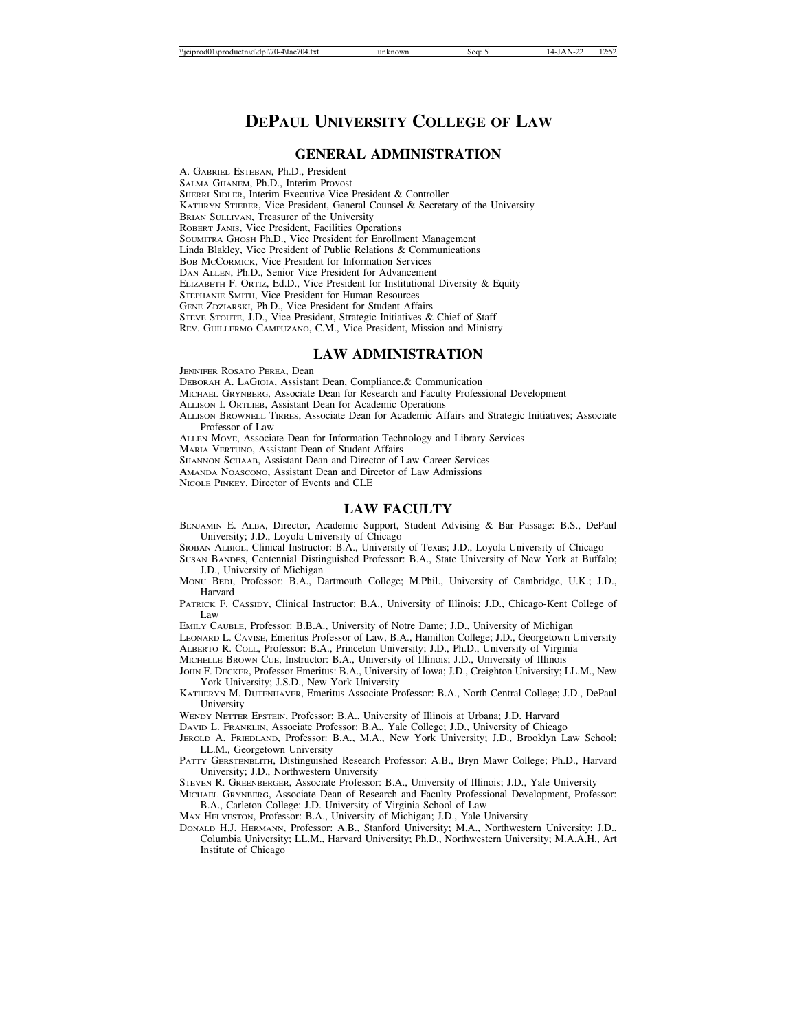# DePaul University College of Law

## GENERAL ADMINISTRATION

A. Gabriel Esteban, Ph.D., President
Salma Ghanem, Ph.D., Interim Provost
Sherri Sidler, Interim Executive Vice President & Controller
Kathryn Stieber, Vice President, General Counsel & Secretary of the University
Brian Sullivan, Treasurer of the University
Robert Janis, Vice President, Facilities Operations
Soumitra Ghosh Ph.D., Vice President for Enrollment Management
Linda Blakley, Vice President of Public Relations & Communications
Bob McCormick, Vice President for Information Services
Dan Allen, Ph.D., Senior Vice President for Advancement
Elizabeth F. Ortiz, Ed.D., Vice President for Institutional Diversity & Equity
Stephanie Smith, Vice President for Human Resources
Gene Zdziarski, Ph.D., Vice President for Student Affairs
Steve Stoute, J.D., Vice President, Strategic Initiatives & Chief of Staff
Rev. Guillermo Campuzano, C.M., Vice President, Mission and Ministry

## LAW ADMINISTRATION

Jennifer Rosato Perea, Dean
Deborah A. LaGioia, Assistant Dean, Compliance.& Communication
Michael Grynberg, Associate Dean for Research and Faculty Professional Development
Allison I. Ortlieb, Assistant Dean for Academic Operations
Allison Brownell Tirres, Associate Dean for Academic Affairs and Strategic Initiatives; Associate Professor of Law
Allen Moye, Associate Dean for Information Technology and Library Services
Maria Vertuno, Assistant Dean of Student Affairs
Shannon Schaab, Assistant Dean and Director of Law Career Services
Amanda Noascono, Assistant Dean and Director of Law Admissions
Nicole Pinkey, Director of Events and CLE

## LAW FACULTY

Benjamin E. Alba, Director, Academic Support, Student Advising & Bar Passage: B.S., DePaul University; J.D., Loyola University of Chicago
Sioban Albiol, Clinical Instructor: B.A., University of Texas; J.D., Loyola University of Chicago
Susan Bandes, Centennial Distinguished Professor: B.A., State University of New York at Buffalo; J.D., University of Michigan
Monu Bedi, Professor: B.A., Dartmouth College; M.Phil., University of Cambridge, U.K.; J.D., Harvard
Patrick F. Cassidy, Clinical Instructor: B.A., University of Illinois; J.D., Chicago-Kent College of Law
Emily Cauble, Professor: B.B.A., University of Notre Dame; J.D., University of Michigan
Leonard L. Cavise, Emeritus Professor of Law, B.A., Hamilton College; J.D., Georgetown University
Alberto R. Coll, Professor: B.A., Princeton University; J.D., Ph.D., University of Virginia
Michelle Brown Cue, Instructor: B.A., University of Illinois; J.D., University of Illinois
John F. Decker, Professor Emeritus: B.A., University of Iowa; J.D., Creighton University; LL.M., New York University; J.S.D., New York University
Katheryn M. Dutenhaver, Emeritus Associate Professor: B.A., North Central College; J.D., DePaul University
Wendy Netter Epstein, Professor: B.A., University of Illinois at Urbana; J.D. Harvard
David L. Franklin, Associate Professor: B.A., Yale College; J.D., University of Chicago
Jerold A. Friedland, Professor: B.A., M.A., New York University; J.D., Brooklyn Law School; LL.M., Georgetown University
Patty Gerstenblith, Distinguished Research Professor: A.B., Bryn Mawr College; Ph.D., Harvard University; J.D., Northwestern University
Steven R. Greenberger, Associate Professor: B.A., University of Illinois; J.D., Yale University
Michael Grynberg, Associate Dean of Research and Faculty Professional Development, Professor: B.A., Carleton College: J.D. University of Virginia School of Law
Max Helveston, Professor: B.A., University of Michigan; J.D., Yale University
Donald H.J. Hermann, Professor: A.B., Stanford University; M.A., Northwestern University; J.D., Columbia University; LL.M., Harvard University; Ph.D., Northwestern University; M.A.A.H., Art Institute of Chicago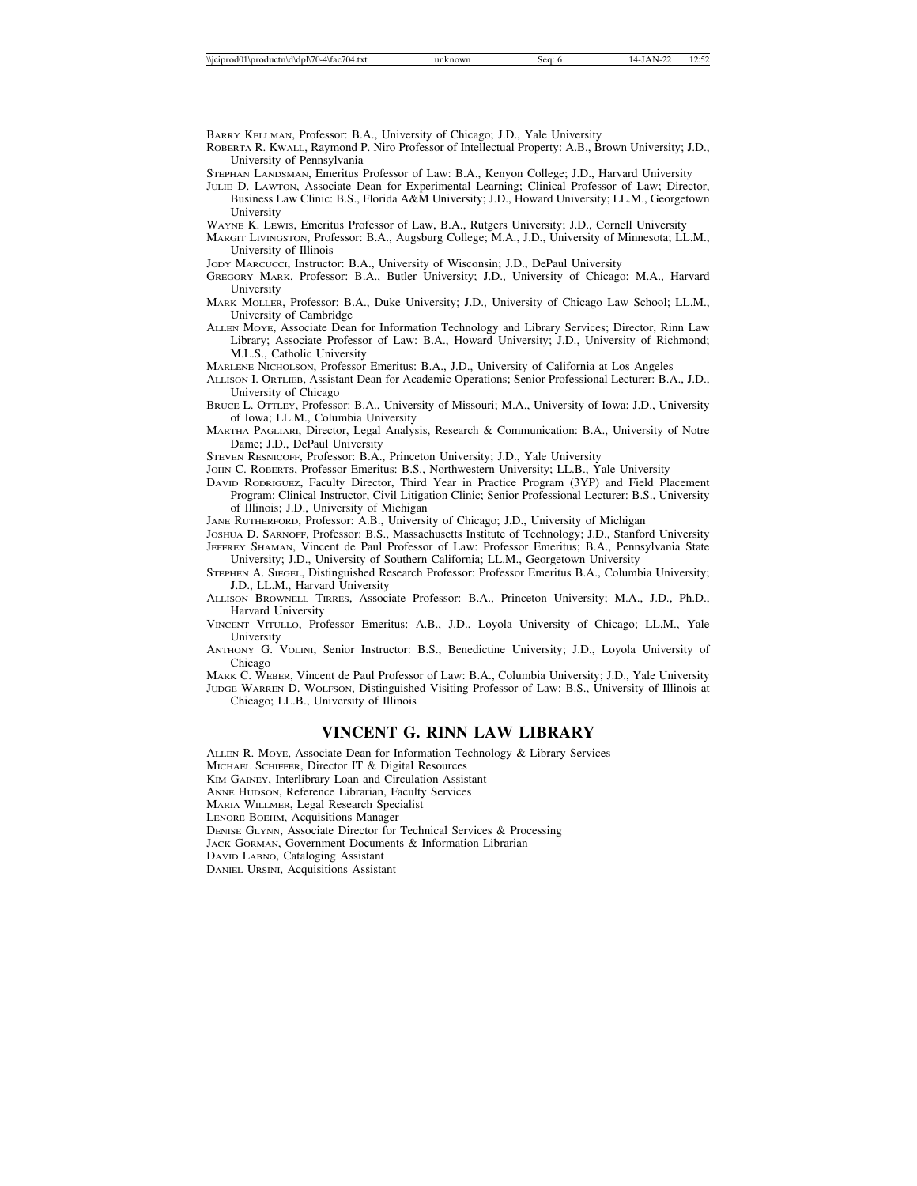Barry Kellman, Professor: B.A., University of Chicago; J.D., Yale University

Roberta R. Kwall, Raymond P. Niro Professor of Intellectual Property: A.B., Brown University; J.D., University of Pennsylvania

Stephan Landsman, Emeritus Professor of Law: B.A., Kenyon College; J.D., Harvard University

Julie D. Lawton, Associate Dean for Experimental Learning; Clinical Professor of Law; Director, Business Law Clinic: B.S., Florida A&M University; J.D., Howard University; LL.M., Georgetown University

Wayne K. Lewis, Emeritus Professor of Law, B.A., Rutgers University; J.D., Cornell University

Margit Livingston, Professor: B.A., Augsburg College; M.A., J.D., University of Minnesota; LL.M., University of Illinois

Jody Marcucci, Instructor: B.A., University of Wisconsin; J.D., DePaul University

Gregory Mark, Professor: B.A., Butler University; J.D., University of Chicago; M.A., Harvard University

Mark Moller, Professor: B.A., Duke University; J.D., University of Chicago Law School; LL.M., University of Cambridge

Allen Moye, Associate Dean for Information Technology and Library Services; Director, Rinn Law Library; Associate Professor of Law: B.A., Howard University; J.D., University of Richmond; M.L.S., Catholic University

Marlene Nicholson, Professor Emeritus: B.A., J.D., University of California at Los Angeles

Allison I. Ortlieb, Assistant Dean for Academic Operations; Senior Professional Lecturer: B.A., J.D., University of Chicago

Bruce L. Ottley, Professor: B.A., University of Missouri; M.A., University of Iowa; J.D., University of Iowa; LL.M., Columbia University

Martha Pagliari, Director, Legal Analysis, Research & Communication: B.A., University of Notre Dame; J.D., DePaul University

Steven Resnicoff, Professor: B.A., Princeton University; J.D., Yale University

John C. Roberts, Professor Emeritus: B.S., Northwestern University; LL.B., Yale University

David Rodriguez, Faculty Director, Third Year in Practice Program (3YP) and Field Placement Program; Clinical Instructor, Civil Litigation Clinic; Senior Professional Lecturer: B.S., University of Illinois; J.D., University of Michigan

Jane Rutherford, Professor: A.B., University of Chicago; J.D., University of Michigan

Joshua D. Sarnoff, Professor: B.S., Massachusetts Institute of Technology; J.D., Stanford University

Jeffrey Shaman, Vincent de Paul Professor of Law: Professor Emeritus; B.A., Pennsylvania State University; J.D., University of Southern California; LL.M., Georgetown University

Stephen A. Siegel, Distinguished Research Professor: Professor Emeritus B.A., Columbia University; J.D., LL.M., Harvard University

Allison Brownell Tirres, Associate Professor: B.A., Princeton University; M.A., J.D., Ph.D., Harvard University

Vincent Vitullo, Professor Emeritus: A.B., J.D., Loyola University of Chicago; LL.M., Yale University

Anthony G. Volini, Senior Instructor: B.S., Benedictine University; J.D., Loyola University of Chicago

Mark C. Weber, Vincent de Paul Professor of Law: B.A., Columbia University; J.D., Yale University

Judge Warren D. Wolfson, Distinguished Visiting Professor of Law: B.S., University of Illinois at Chicago; LL.B., University of Illinois

## VINCENT G. RINN LAW LIBRARY

Allen R. Moye, Associate Dean for Information Technology & Library Services

Michael Schiffer, Director IT & Digital Resources

Kim Gainey, Interlibrary Loan and Circulation Assistant

Anne Hudson, Reference Librarian, Faculty Services

Maria Willmer, Legal Research Specialist

Lenore Boehm, Acquisitions Manager

Denise Glynn, Associate Director for Technical Services & Processing

Jack Gorman, Government Documents & Information Librarian

David Labno, Cataloging Assistant

Daniel Ursini, Acquisitions Assistant